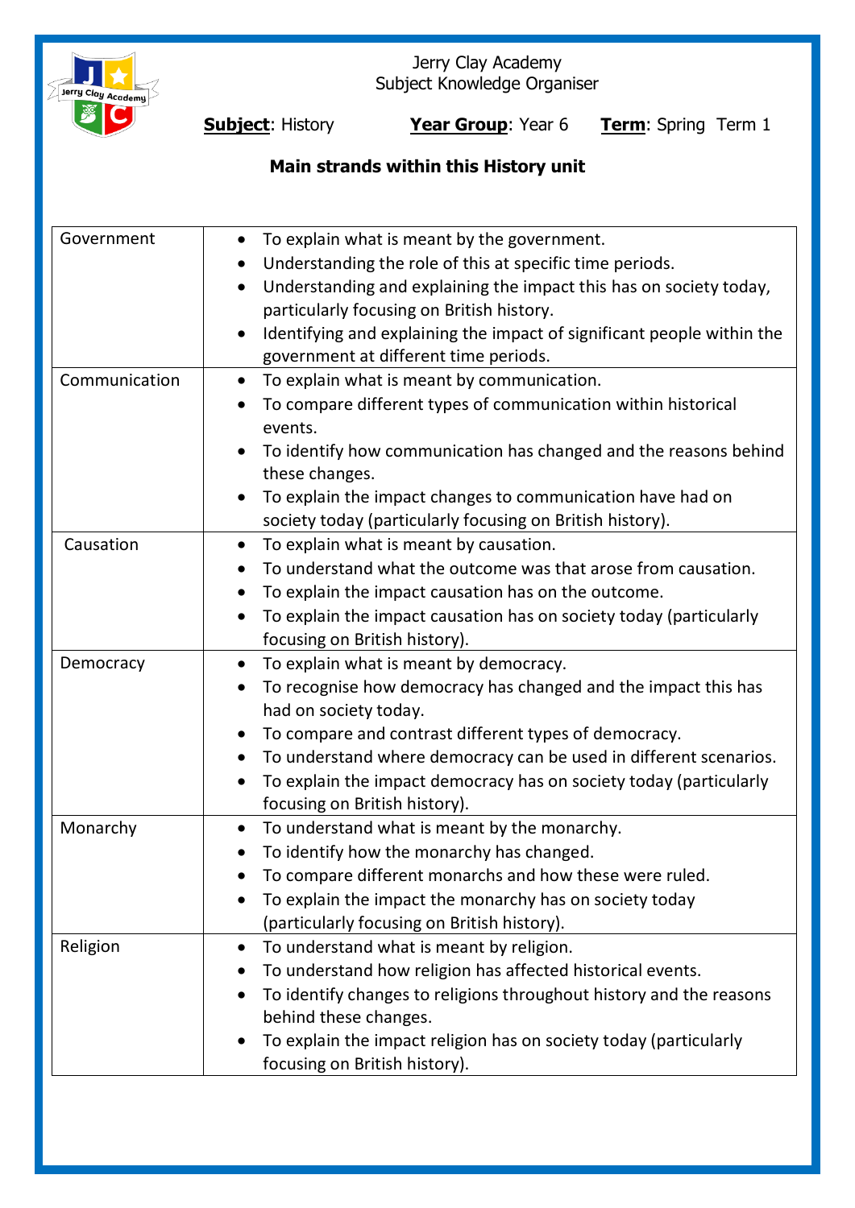Jerry Clay Academy
Subject Knowledge Organiser

**Subject**: History **Year Group**: Year 6 **Term**: Spring Term 1

**Main strands within this History unit**

| Strand | Objectives |
|---|---|
| Government | • To explain what is meant by the government.<br>• Understanding the role of this at specific time periods.<br>• Understanding and explaining the impact this has on society today, particularly focusing on British history.<br>• Identifying and explaining the impact of significant people within the government at different time periods. |
| Communication | • To explain what is meant by communication.<br>• To compare different types of communication within historical events.<br>• To identify how communication has changed and the reasons behind these changes.<br>• To explain the impact changes to communication have had on society today (particularly focusing on British history). |
| Causation | • To explain what is meant by causation.<br>• To understand what the outcome was that arose from causation.<br>• To explain the impact causation has on the outcome.<br>• To explain the impact causation has on society today (particularly focusing on British history). |
| Democracy | • To explain what is meant by democracy.<br>• To recognise how democracy has changed and the impact this has had on society today.<br>• To compare and contrast different types of democracy.<br>• To understand where democracy can be used in different scenarios.<br>• To explain the impact democracy has on society today (particularly focusing on British history). |
| Monarchy | • To understand what is meant by the monarchy.<br>• To identify how the monarchy has changed.<br>• To compare different monarchs and how these were ruled.<br>• To explain the impact the monarchy has on society today (particularly focusing on British history). |
| Religion | • To understand what is meant by religion.<br>• To understand how religion has affected historical events.<br>• To identify changes to religions throughout history and the reasons behind these changes.<br>• To explain the impact religion has on society today (particularly focusing on British history). |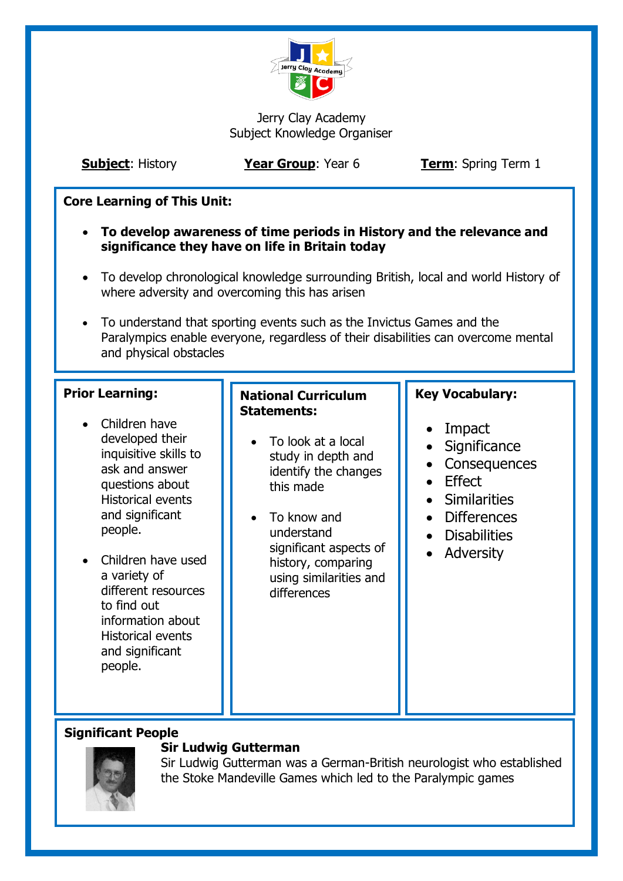Jerry Clay Academy
Subject Knowledge Organiser

**Subject**: History **Year Group**: Year 6 **Term**: Spring Term 1

**Core Learning of This Unit:**

- **To develop awareness of time periods in History and the relevance and significance they have on life in Britain today**
- To develop chronological knowledge surrounding British, local and world History of where adversity and overcoming this has arisen
- To understand that sporting events such as the Invictus Games and the Paralympics enable everyone, regardless of their disabilities can overcome mental and physical obstacles

**Prior Learning:**

- Children have developed their inquisitive skills to ask and answer questions about Historical events and significant people.
- Children have used a variety of different resources to find out information about Historical events and significant people.

**National Curriculum Statements:**

- To look at a local study in depth and identify the changes this made
- To know and understand significant aspects of history, comparing using similarities and differences

**Key Vocabulary:**

- Impact
- Significance
- Consequences
- Effect
- Similarities
- Differences
- Disabilities
- Adversity

**Significant People**

**Sir Ludwig Gutterman**

Sir Ludwig Gutterman was a German-British neurologist who established the Stoke Mandeville Games which led to the Paralympic games